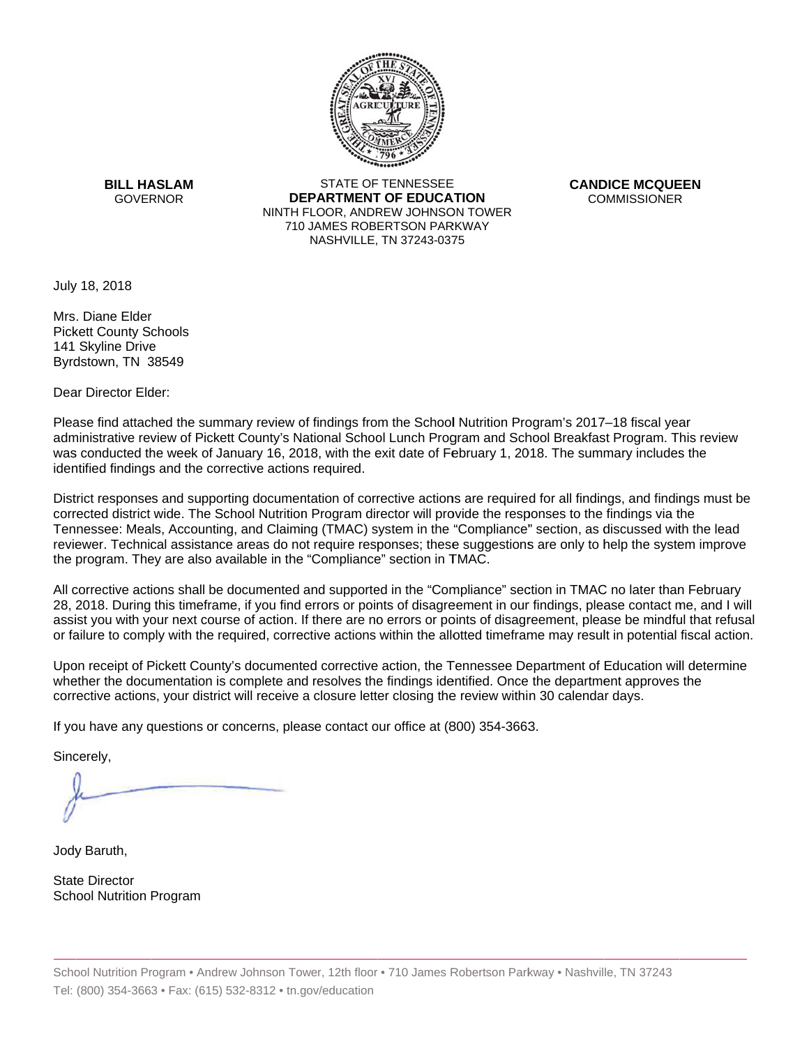**BILL HASLAM**
GOVERNOR

STATE OF TENNESSEE
**DEPARTMENT OF EDUCATION**
NINTH FLOOR, ANDREW JOHNSON TOWER
710 JAMES ROBERTSON PARKWAY
NASHVILLE, TN 37243-0375

**CANDICE MCQUEEN**
COMMISSIONER

July 18, 2018

Mrs. Diane Elder
Pickett County Schools
141 Skyline Drive
Byrdstown, TN 38549

Dear Director Elder:

Please find attached the summary review of findings from the School Nutrition Program's 2017–18 fiscal year administrative review of Pickett County's National School Lunch Program and School Breakfast Program. This review was conducted the week of January 16, 2018, with the exit date of February 1, 2018. The summary includes the identified findings and the corrective actions required.

District responses and supporting documentation of corrective actions are required for all findings, and findings must be corrected district wide. The School Nutrition Program director will provide the responses to the findings via the Tennessee: Meals, Accounting, and Claiming (TMAC) system in the "Compliance" section, as discussed with the lead reviewer. Technical assistance areas do not require responses; these suggestions are only to help the system improve the program. They are also available in the "Compliance" section in TMAC.

All corrective actions shall be documented and supported in the "Compliance" section in TMAC no later than February 28, 2018. During this timeframe, if you find errors or points of disagreement in our findings, please contact me, and I will assist you with your next course of action. If there are no errors or points of disagreement, please be mindful that refusal or failure to comply with the required, corrective actions within the allotted timeframe may result in potential fiscal action.

Upon receipt of Pickett County's documented corrective action, the Tennessee Department of Education will determine whether the documentation is complete and resolves the findings identified. Once the department approves the corrective actions, your district will receive a closure letter closing the review within 30 calendar days.

If you have any questions or concerns, please contact our office at (800) 354-3663.

Sincerely,

Jody Baruth,

State Director
School Nutrition Program

School Nutrition Program • Andrew Johnson Tower, 12th floor • 710 James Robertson Parkway • Nashville, TN 37243
Tel: (800) 354-3663 • Fax: (615) 532-8312 • tn.gov/education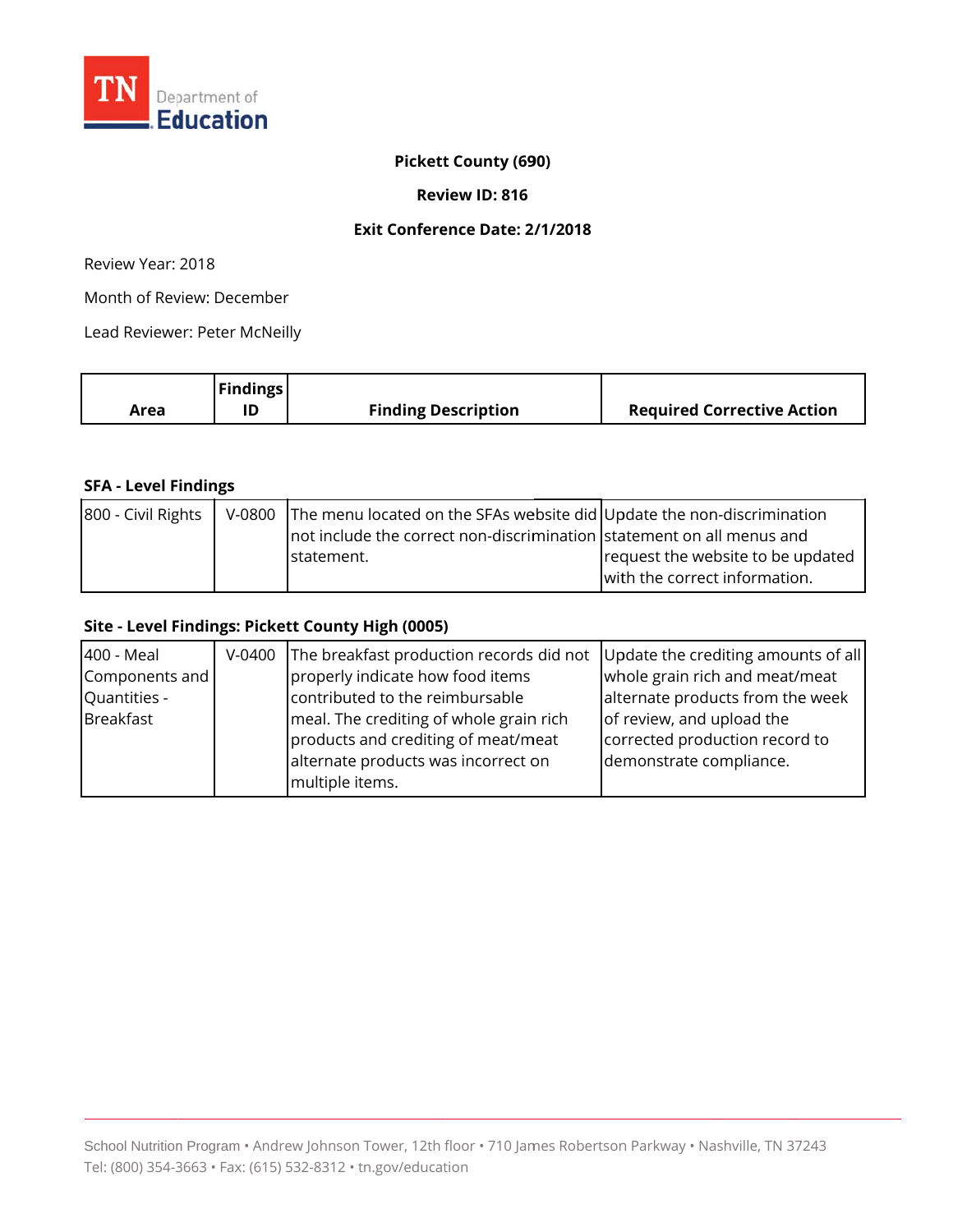**TN Department of Education**

**Pickett County (690)**

**Review ID: 816**

**Exit Conference Date: 2/1/2018**

Review Year: 2018

Month of Review: December

Lead Reviewer: Peter McNeilly

| Area | Findings ID | Finding Description | Required Corrective Action |
|---|---|---|---|
| **SFA - Level Findings** | | | |
| 800 - Civil Rights | V-0800 | The menu located on the SFAs website did not include the correct non-discrimination statement. | Update the non-discrimination statement on all menus and request the website to be updated with the correct information. |
| **Site - Level Findings: Pickett County High (0005)** | | | |
| 400 - Meal Components and Quantities - Breakfast | V-0400 | The breakfast production records did not properly indicate how food items contributed to the reimbursable meal. The crediting of whole grain rich products and crediting of meat/meat alternate products was incorrect on multiple items. | Update the crediting amounts of all whole grain rich and meat/meat alternate products from the week of review, and upload the corrected production record to demonstrate compliance. |

School Nutrition Program • Andrew Johnson Tower, 12th floor • 710 James Robertson Parkway • Nashville, TN 37243
Tel: (800) 354-3663 • Fax: (615) 532-8312 • tn.gov/education